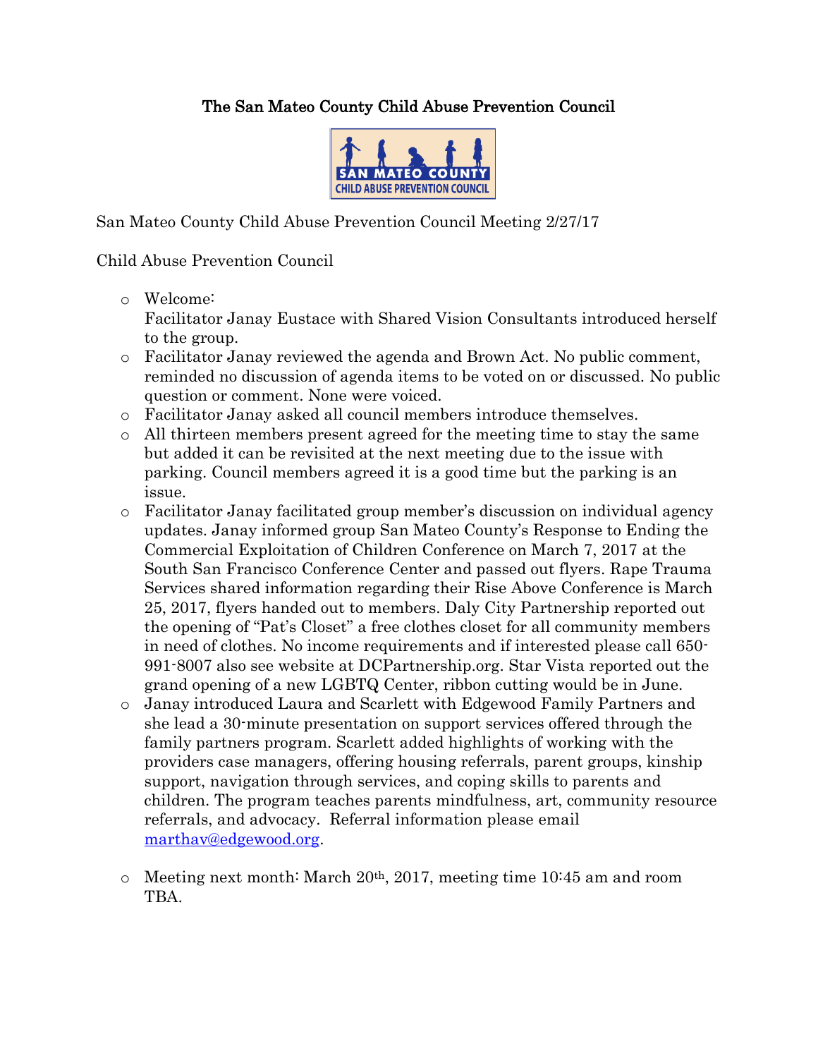# The San Mateo County Child Abuse Prevention Council

San Mateo County Child Abuse Prevention Council Meeting 2/27/17

Child Abuse Prevention Council

- Welcome:
  Facilitator Janay Eustace with Shared Vision Consultants introduced herself to the group.
- Facilitator Janay reviewed the agenda and Brown Act. No public comment, reminded no discussion of agenda items to be voted on or discussed. No public question or comment. None were voiced.
- Facilitator Janay asked all council members introduce themselves.
- All thirteen members present agreed for the meeting time to stay the same but added it can be revisited at the next meeting due to the issue with parking. Council members agreed it is a good time but the parking is an issue.
- Facilitator Janay facilitated group member's discussion on individual agency updates. Janay informed group San Mateo County's Response to Ending the Commercial Exploitation of Children Conference on March 7, 2017 at the South San Francisco Conference Center and passed out flyers. Rape Trauma Services shared information regarding their Rise Above Conference is March 25, 2017, flyers handed out to members. Daly City Partnership reported out the opening of "Pat's Closet" a free clothes closet for all community members in need of clothes. No income requirements and if interested please call 650-991-8007 also see website at DCPartnership.org. Star Vista reported out the grand opening of a new LGBTQ Center, ribbon cutting would be in June.
- Janay introduced Laura and Scarlett with Edgewood Family Partners and she lead a 30-minute presentation on support services offered through the family partners program. Scarlett added highlights of working with the providers case managers, offering housing referrals, parent groups, kinship support, navigation through services, and coping skills to parents and children. The program teaches parents mindfulness, art, community resource referrals, and advocacy. Referral information please email marthav@edgewood.org.
- Meeting next month: March 20th, 2017, meeting time 10:45 am and room TBA.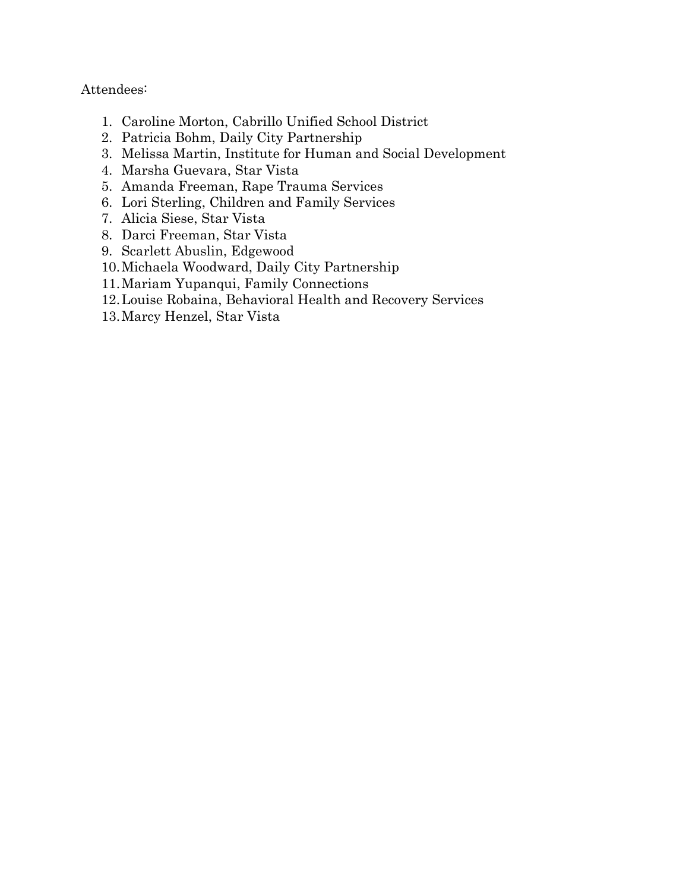Attendees:

1. Caroline Morton, Cabrillo Unified School District
2. Patricia Bohm, Daily City Partnership
3. Melissa Martin, Institute for Human and Social Development
4. Marsha Guevara, Star Vista
5. Amanda Freeman, Rape Trauma Services
6. Lori Sterling, Children and Family Services
7. Alicia Siese, Star Vista
8. Darci Freeman, Star Vista
9. Scarlett Abuslin, Edgewood
10. Michaela Woodward, Daily City Partnership
11. Mariam Yupanqui, Family Connections
12. Louise Robaina, Behavioral Health and Recovery Services
13. Marcy Henzel, Star Vista